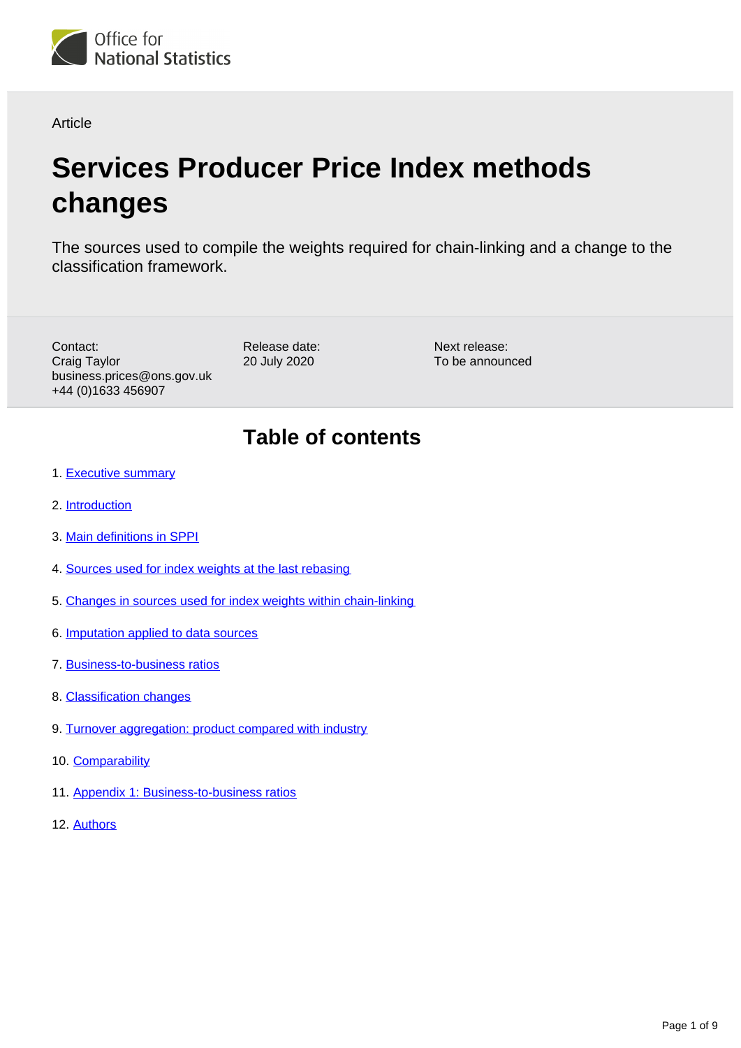Office for National Statistics

Article

# Services Producer Price Index methods changes

The sources used to compile the weights required for chain-linking and a change to the classification framework.

Contact:
Craig Taylor
business.prices@ons.gov.uk
+44 (0)1633 456907

Release date:
20 July 2020

Next release:
To be announced

## Table of contents

1. Executive summary
2. Introduction
3. Main definitions in SPPI
4. Sources used for index weights at the last rebasing
5. Changes in sources used for index weights within chain-linking
6. Imputation applied to data sources
7. Business-to-business ratios
8. Classification changes
9. Turnover aggregation: product compared with industry
10. Comparability
11. Appendix 1: Business-to-business ratios
12. Authors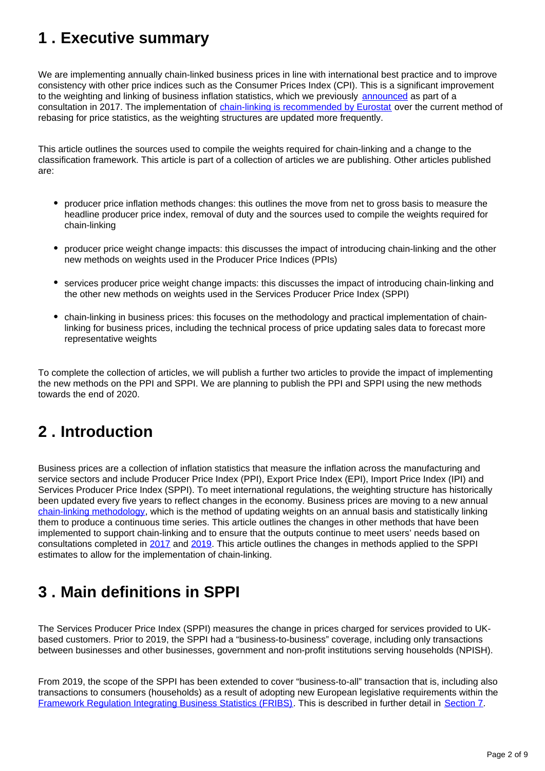## 1 . Executive summary

We are implementing annually chain-linked business prices in line with international best practice and to improve consistency with other price indices such as the Consumer Prices Index (CPI). This is a significant improvement to the weighting and linking of business inflation statistics, which we previously announced as part of a consultation in 2017. The implementation of chain-linking is recommended by Eurostat over the current method of rebasing for price statistics, as the weighting structures are updated more frequently.

This article outlines the sources used to compile the weights required for chain-linking and a change to the classification framework. This article is part of a collection of articles we are publishing. Other articles published are:

- producer price inflation methods changes: this outlines the move from net to gross basis to measure the headline producer price index, removal of duty and the sources used to compile the weights required for chain-linking
- producer price weight change impacts: this discusses the impact of introducing chain-linking and the other new methods on weights used in the Producer Price Indices (PPIs)
- services producer price weight change impacts: this discusses the impact of introducing chain-linking and the other new methods on weights used in the Services Producer Price Index (SPPI)
- chain-linking in business prices: this focuses on the methodology and practical implementation of chain-linking for business prices, including the technical process of price updating sales data to forecast more representative weights

To complete the collection of articles, we will publish a further two articles to provide the impact of implementing the new methods on the PPI and SPPI. We are planning to publish the PPI and SPPI using the new methods towards the end of 2020.

## 2 . Introduction

Business prices are a collection of inflation statistics that measure the inflation across the manufacturing and service sectors and include Producer Price Index (PPI), Export Price Index (EPI), Import Price Index (IPI) and Services Producer Price Index (SPPI). To meet international regulations, the weighting structure has historically been updated every five years to reflect changes in the economy. Business prices are moving to a new annual chain-linking methodology, which is the method of updating weights on an annual basis and statistically linking them to produce a continuous time series. This article outlines the changes in other methods that have been implemented to support chain-linking and to ensure that the outputs continue to meet users' needs based on consultations completed in 2017 and 2019. This article outlines the changes in methods applied to the SPPI estimates to allow for the implementation of chain-linking.

## 3 . Main definitions in SPPI

The Services Producer Price Index (SPPI) measures the change in prices charged for services provided to UK-based customers. Prior to 2019, the SPPI had a "business-to-business" coverage, including only transactions between businesses and other businesses, government and non-profit institutions serving households (NPISH).

From 2019, the scope of the SPPI has been extended to cover "business-to-all" transaction that is, including also transactions to consumers (households) as a result of adopting new European legislative requirements within the Framework Regulation Integrating Business Statistics (FRIBS). This is described in further detail in Section 7.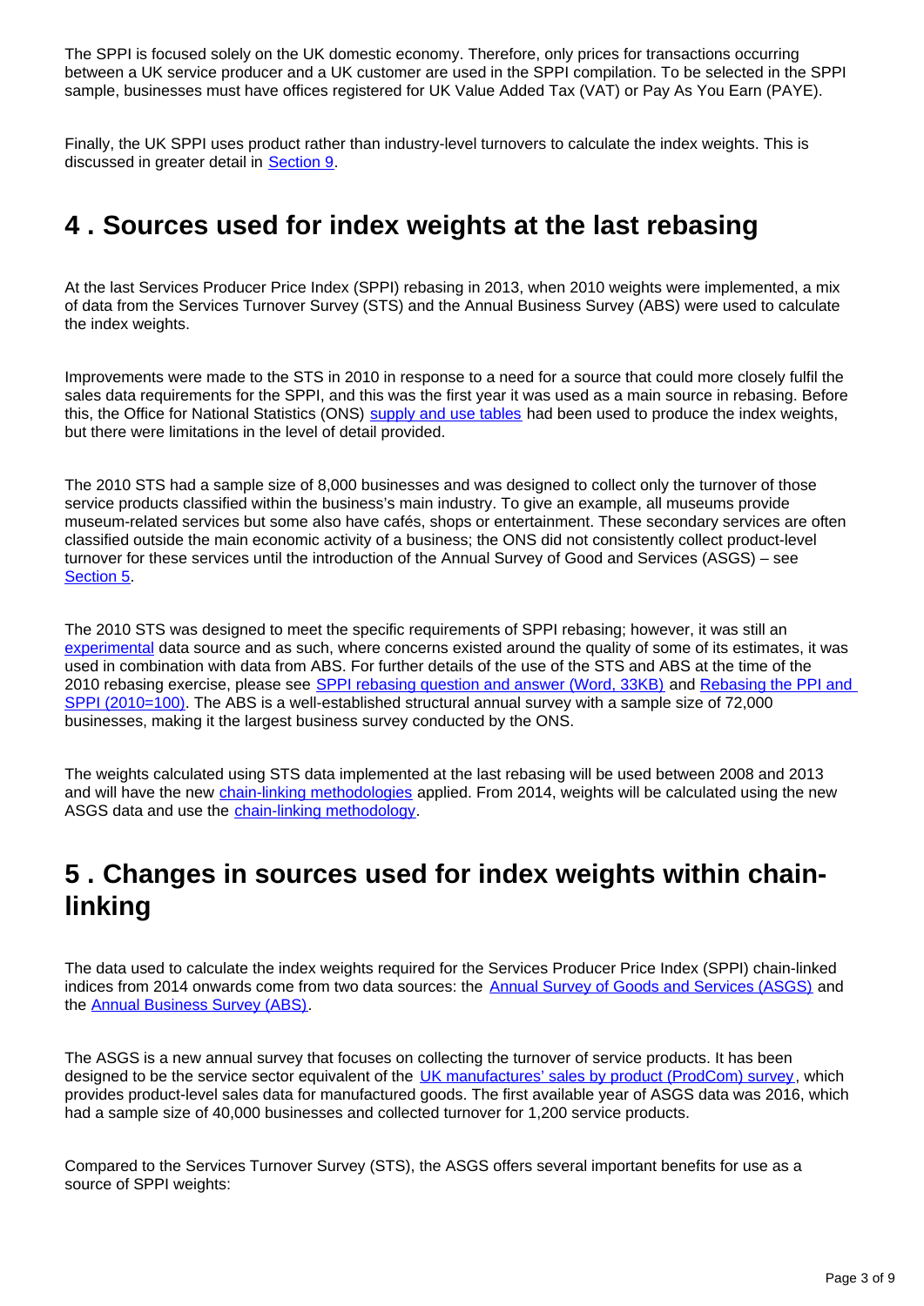The SPPI is focused solely on the UK domestic economy. Therefore, only prices for transactions occurring between a UK service producer and a UK customer are used in the SPPI compilation. To be selected in the SPPI sample, businesses must have offices registered for UK Value Added Tax (VAT) or Pay As You Earn (PAYE).

Finally, the UK SPPI uses product rather than industry-level turnovers to calculate the index weights. This is discussed in greater detail in Section 9.

## 4 . Sources used for index weights at the last rebasing

At the last Services Producer Price Index (SPPI) rebasing in 2013, when 2010 weights were implemented, a mix of data from the Services Turnover Survey (STS) and the Annual Business Survey (ABS) were used to calculate the index weights.

Improvements were made to the STS in 2010 in response to a need for a source that could more closely fulfil the sales data requirements for the SPPI, and this was the first year it was used as a main source in rebasing. Before this, the Office for National Statistics (ONS) supply and use tables had been used to produce the index weights, but there were limitations in the level of detail provided.

The 2010 STS had a sample size of 8,000 businesses and was designed to collect only the turnover of those service products classified within the business's main industry. To give an example, all museums provide museum-related services but some also have cafés, shops or entertainment. These secondary services are often classified outside the main economic activity of a business; the ONS did not consistently collect product-level turnover for these services until the introduction of the Annual Survey of Good and Services (ASGS) – see Section 5.

The 2010 STS was designed to meet the specific requirements of SPPI rebasing; however, it was still an experimental data source and as such, where concerns existed around the quality of some of its estimates, it was used in combination with data from ABS. For further details of the use of the STS and ABS at the time of the 2010 rebasing exercise, please see SPPI rebasing question and answer (Word, 33KB) and Rebasing the PPI and SPPI (2010=100). The ABS is a well-established structural annual survey with a sample size of 72,000 businesses, making it the largest business survey conducted by the ONS.

The weights calculated using STS data implemented at the last rebasing will be used between 2008 and 2013 and will have the new chain-linking methodologies applied. From 2014, weights will be calculated using the new ASGS data and use the chain-linking methodology.

## 5 . Changes in sources used for index weights within chain-linking

The data used to calculate the index weights required for the Services Producer Price Index (SPPI) chain-linked indices from 2014 onwards come from two data sources: the Annual Survey of Goods and Services (ASGS) and the Annual Business Survey (ABS).

The ASGS is a new annual survey that focuses on collecting the turnover of service products. It has been designed to be the service sector equivalent of the UK manufactures' sales by product (ProdCom) survey, which provides product-level sales data for manufactured goods. The first available year of ASGS data was 2016, which had a sample size of 40,000 businesses and collected turnover for 1,200 service products.

Compared to the Services Turnover Survey (STS), the ASGS offers several important benefits for use as a source of SPPI weights: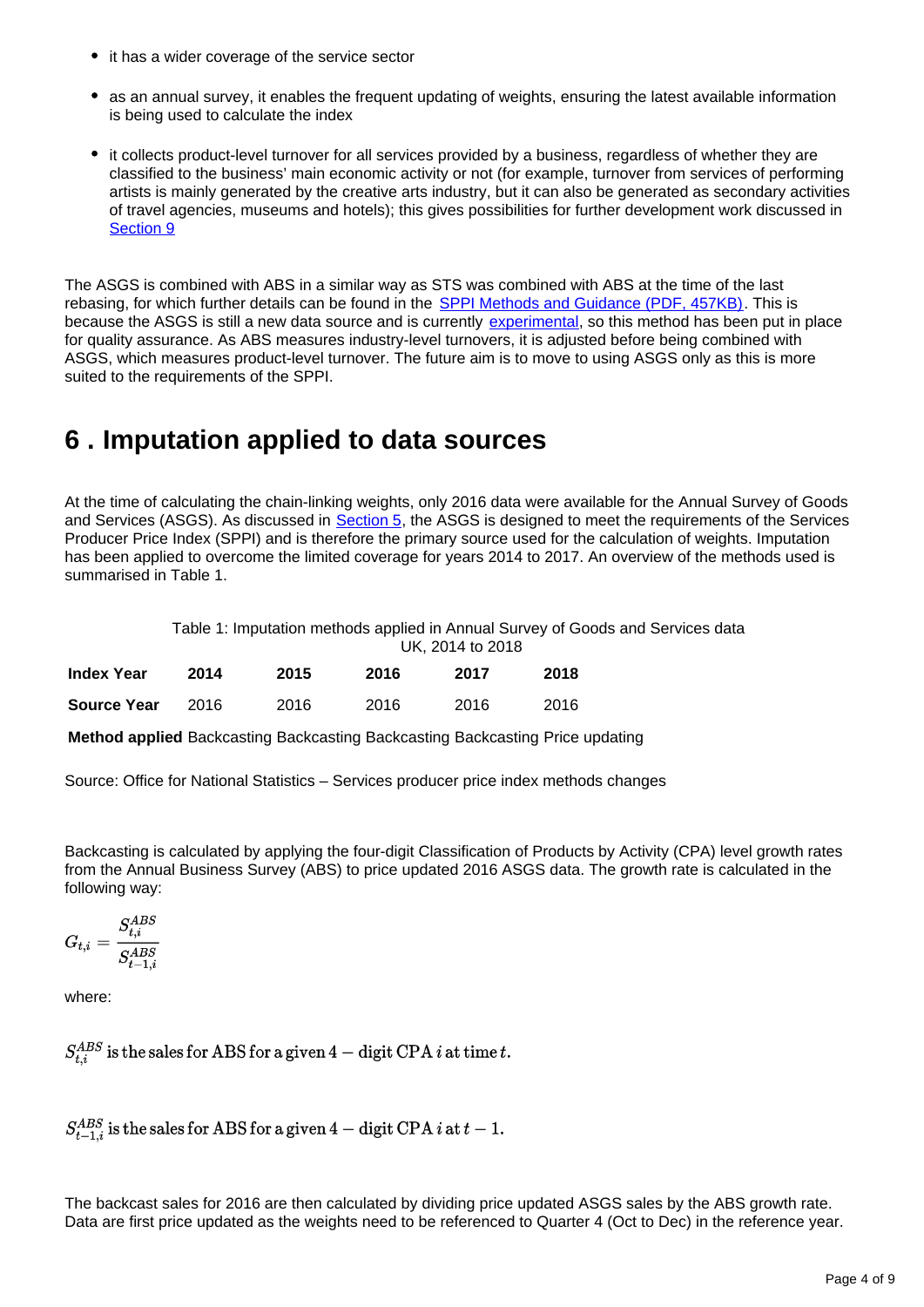- it has a wider coverage of the service sector
- as an annual survey, it enables the frequent updating of weights, ensuring the latest available information is being used to calculate the index
- it collects product-level turnover for all services provided by a business, regardless of whether they are classified to the business' main economic activity or not (for example, turnover from services of performing artists is mainly generated by the creative arts industry, but it can also be generated as secondary activities of travel agencies, museums and hotels); this gives possibilities for further development work discussed in [Section 9]

The ASGS is combined with ABS in a similar way as STS was combined with ABS at the time of the last rebasing, for which further details can be found in the [SPPI Methods and Guidance (PDF, 457KB)]. This is because the ASGS is still a new data source and is currently [experimental], so this method has been put in place for quality assurance. As ABS measures industry-level turnovers, it is adjusted before being combined with ASGS, which measures product-level turnover. The future aim is to move to using ASGS only as this is more suited to the requirements of the SPPI.

# 6 . Imputation applied to data sources

At the time of calculating the chain-linking weights, only 2016 data were available for the Annual Survey of Goods and Services (ASGS). As discussed in [Section 5], the ASGS is designed to meet the requirements of the Services Producer Price Index (SPPI) and is therefore the primary source used for the calculation of weights. Imputation has been applied to overcome the limited coverage for years 2014 to 2017. An overview of the methods used is summarised in Table 1.

Table 1: Imputation methods applied in Annual Survey of Goods and Services data
UK, 2014 to 2018

| **Index Year** | **2014** | **2015** | **2016** | **2017** | **2018** |
|---|---|---|---|---|---|
| **Source Year** | 2016 | 2016 | 2016 | 2016 | 2016 |
| **Method applied** | Backcasting | Backcasting | Backcasting | Backcasting | Price updating |

Source: Office for National Statistics – Services producer price index methods changes

Backcasting is calculated by applying the four-digit Classification of Products by Activity (CPA) level growth rates from the Annual Business Survey (ABS) to price updated 2016 ASGS data. The growth rate is calculated in the following way:

$$G_{t,i} = \frac{S_{t,i}^{ABS}}{S_{t-1,i}^{ABS}}$$

where:

$S_{t,i}^{ABS}$ is the sales for ABS for a given 4 − digit CPA $i$ at time $t$.

$S_{t-1,i}^{ABS}$ is the sales for ABS for a given 4 − digit CPA $i$ at $t-1$.

The backcast sales for 2016 are then calculated by dividing price updated ASGS sales by the ABS growth rate. Data are first price updated as the weights need to be referenced to Quarter 4 (Oct to Dec) in the reference year.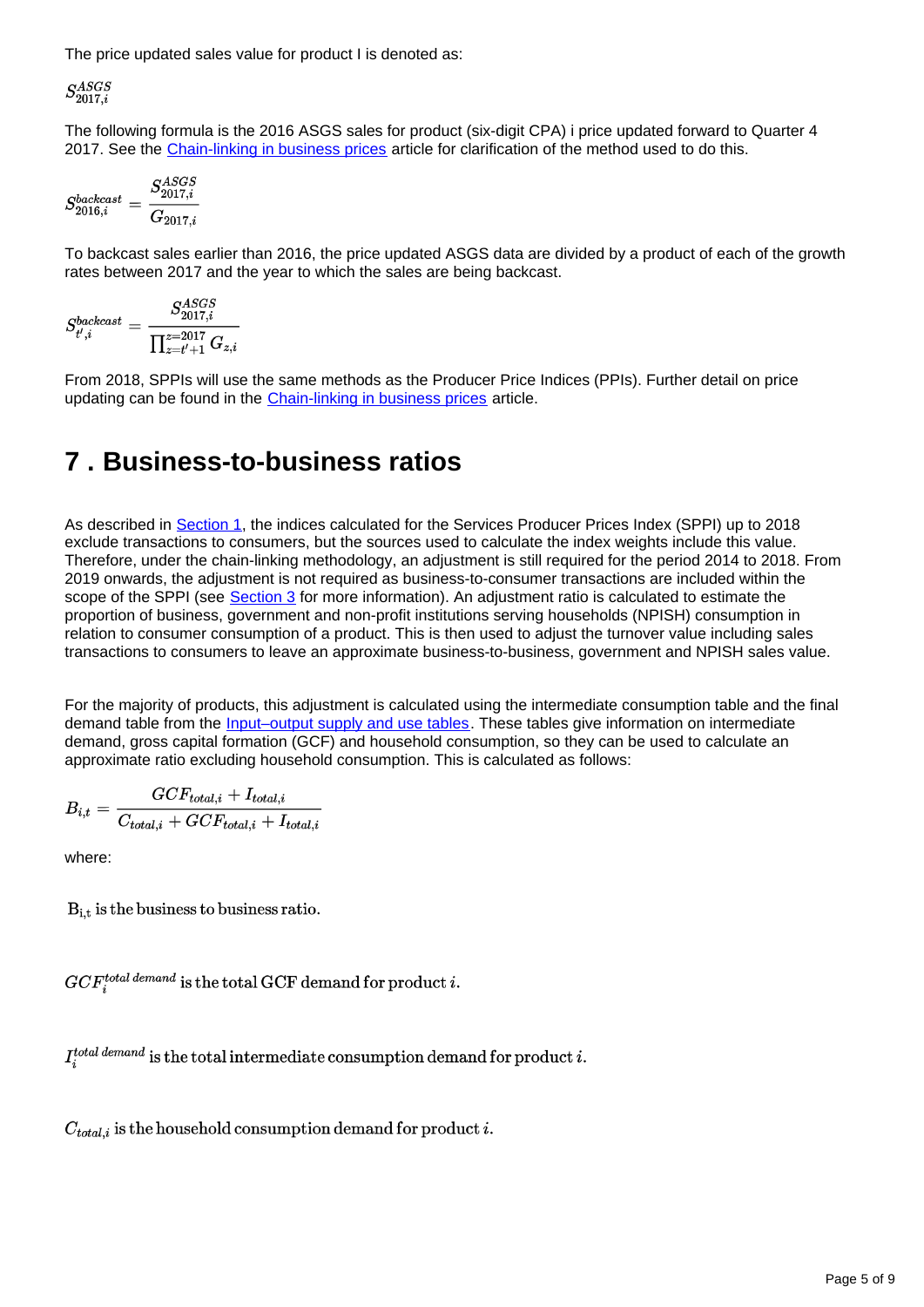The price updated sales value for product I is denoted as:

$$S_{2017,i}^{ASGS}$$

The following formula is the 2016 ASGS sales for product (six-digit CPA) i price updated forward to Quarter 4 2017. See the [Chain-linking in business prices]() article for clarification of the method used to do this.

$$S_{2016,i}^{backcast} = \frac{S_{2017,i}^{ASGS}}{G_{2017,i}}$$

To backcast sales earlier than 2016, the price updated ASGS data are divided by a product of each of the growth rates between 2017 and the year to which the sales are being backcast.

$$S_{t',i}^{backcast} = \frac{S_{2017,i}^{ASGS}}{\prod_{z=t'+1}^{z=2017} G_{z,i}}$$

From 2018, SPPIs will use the same methods as the Producer Price Indices (PPIs). Further detail on price updating can be found in the [Chain-linking in business prices]() article.

## 7 . Business-to-business ratios

As described in [Section 1](), the indices calculated for the Services Producer Prices Index (SPPI) up to 2018 exclude transactions to consumers, but the sources used to calculate the index weights include this value. Therefore, under the chain-linking methodology, an adjustment is still required for the period 2014 to 2018. From 2019 onwards, the adjustment is not required as business-to-consumer transactions are included within the scope of the SPPI (see [Section 3]() for more information). An adjustment ratio is calculated to estimate the proportion of business, government and non-profit institutions serving households (NPISH) consumption in relation to consumer consumption of a product. This is then used to adjust the turnover value including sales transactions to consumers to leave an approximate business-to-business, government and NPISH sales value.

For the majority of products, this adjustment is calculated using the intermediate consumption table and the final demand table from the [Input–output supply and use tables](). These tables give information on intermediate demand, gross capital formation (GCF) and household consumption, so they can be used to calculate an approximate ratio excluding household consumption. This is calculated as follows:

$$B_{i,t} = \frac{GCF_{total,i} + I_{total,i}}{C_{total,i} + GCF_{total,i} + I_{total,i}}$$

where:

$B_{i,t}$ is the business to business ratio.

$GCF_i^{total\ demand}$ is the total GCF demand for product $i$.

$I_i^{total\ demand}$ is the total intermediate consumption demand for product $i$.

$C_{total,i}$ is the household consumption demand for product $i$.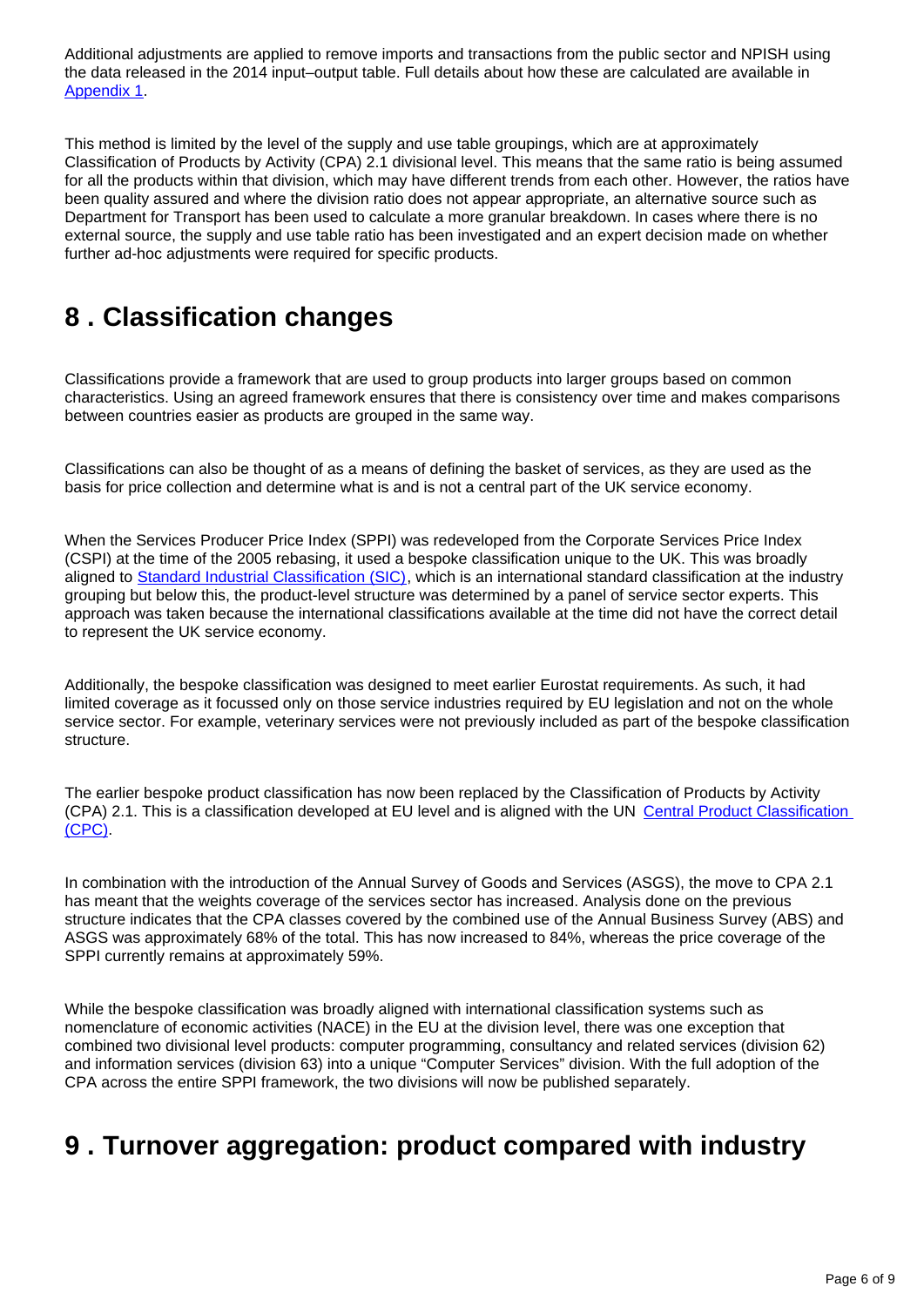Additional adjustments are applied to remove imports and transactions from the public sector and NPISH using the data released in the 2014 input–output table. Full details about how these are calculated are available in [Appendix 1](#).

This method is limited by the level of the supply and use table groupings, which are at approximately Classification of Products by Activity (CPA) 2.1 divisional level. This means that the same ratio is being assumed for all the products within that division, which may have different trends from each other. However, the ratios have been quality assured and where the division ratio does not appear appropriate, an alternative source such as Department for Transport has been used to calculate a more granular breakdown. In cases where there is no external source, the supply and use table ratio has been investigated and an expert decision made on whether further ad-hoc adjustments were required for specific products.

## 8 . Classification changes

Classifications provide a framework that are used to group products into larger groups based on common characteristics. Using an agreed framework ensures that there is consistency over time and makes comparisons between countries easier as products are grouped in the same way.

Classifications can also be thought of as a means of defining the basket of services, as they are used as the basis for price collection and determine what is and is not a central part of the UK service economy.

When the Services Producer Price Index (SPPI) was redeveloped from the Corporate Services Price Index (CSPI) at the time of the 2005 rebasing, it used a bespoke classification unique to the UK. This was broadly aligned to [Standard Industrial Classification (SIC)](#), which is an international standard classification at the industry grouping but below this, the product-level structure was determined by a panel of service sector experts. This approach was taken because the international classifications available at the time did not have the correct detail to represent the UK service economy.

Additionally, the bespoke classification was designed to meet earlier Eurostat requirements. As such, it had limited coverage as it focussed only on those service industries required by EU legislation and not on the whole service sector. For example, veterinary services were not previously included as part of the bespoke classification structure.

The earlier bespoke product classification has now been replaced by the Classification of Products by Activity (CPA) 2.1. This is a classification developed at EU level and is aligned with the UN [Central Product Classification (CPC)](#).

In combination with the introduction of the Annual Survey of Goods and Services (ASGS), the move to CPA 2.1 has meant that the weights coverage of the services sector has increased. Analysis done on the previous structure indicates that the CPA classes covered by the combined use of the Annual Business Survey (ABS) and ASGS was approximately 68% of the total. This has now increased to 84%, whereas the price coverage of the SPPI currently remains at approximately 59%.

While the bespoke classification was broadly aligned with international classification systems such as nomenclature of economic activities (NACE) in the EU at the division level, there was one exception that combined two divisional level products: computer programming, consultancy and related services (division 62) and information services (division 63) into a unique “Computer Services” division. With the full adoption of the CPA across the entire SPPI framework, the two divisions will now be published separately.

## 9 . Turnover aggregation: product compared with industry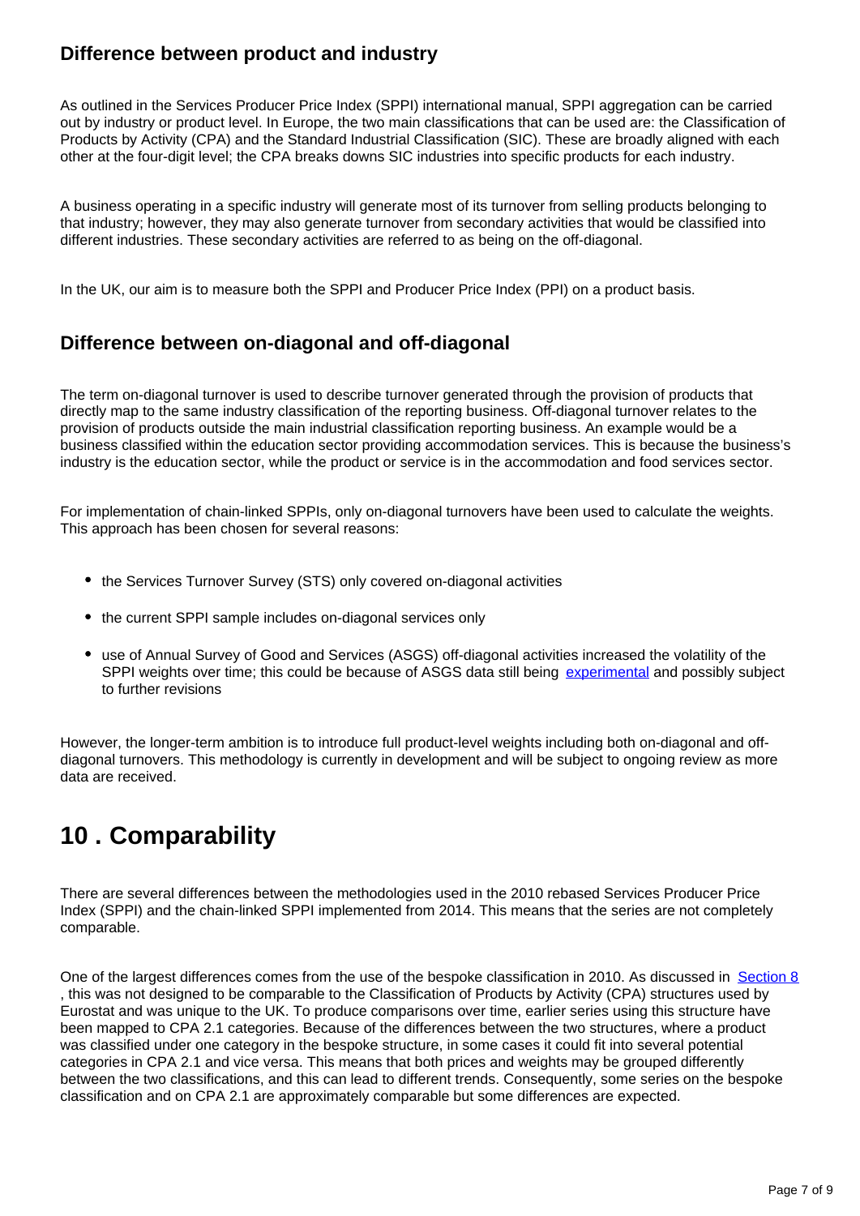### Difference between product and industry

As outlined in the Services Producer Price Index (SPPI) international manual, SPPI aggregation can be carried out by industry or product level. In Europe, the two main classifications that can be used are: the Classification of Products by Activity (CPA) and the Standard Industrial Classification (SIC). These are broadly aligned with each other at the four-digit level; the CPA breaks downs SIC industries into specific products for each industry.

A business operating in a specific industry will generate most of its turnover from selling products belonging to that industry; however, they may also generate turnover from secondary activities that would be classified into different industries. These secondary activities are referred to as being on the off-diagonal.

In the UK, our aim is to measure both the SPPI and Producer Price Index (PPI) on a product basis.

### Difference between on-diagonal and off-diagonal

The term on-diagonal turnover is used to describe turnover generated through the provision of products that directly map to the same industry classification of the reporting business. Off-diagonal turnover relates to the provision of products outside the main industrial classification reporting business. An example would be a business classified within the education sector providing accommodation services. This is because the business's industry is the education sector, while the product or service is in the accommodation and food services sector.

For implementation of chain-linked SPPIs, only on-diagonal turnovers have been used to calculate the weights. This approach has been chosen for several reasons:

- the Services Turnover Survey (STS) only covered on-diagonal activities
- the current SPPI sample includes on-diagonal services only
- use of Annual Survey of Good and Services (ASGS) off-diagonal activities increased the volatility of the SPPI weights over time; this could be because of ASGS data still being experimental and possibly subject to further revisions

However, the longer-term ambition is to introduce full product-level weights including both on-diagonal and off-diagonal turnovers. This methodology is currently in development and will be subject to ongoing review as more data are received.

## 10 . Comparability

There are several differences between the methodologies used in the 2010 rebased Services Producer Price Index (SPPI) and the chain-linked SPPI implemented from 2014. This means that the series are not completely comparable.

One of the largest differences comes from the use of the bespoke classification in 2010. As discussed in Section 8, this was not designed to be comparable to the Classification of Products by Activity (CPA) structures used by Eurostat and was unique to the UK. To produce comparisons over time, earlier series using this structure have been mapped to CPA 2.1 categories. Because of the differences between the two structures, where a product was classified under one category in the bespoke structure, in some cases it could fit into several potential categories in CPA 2.1 and vice versa. This means that both prices and weights may be grouped differently between the two classifications, and this can lead to different trends. Consequently, some series on the bespoke classification and on CPA 2.1 are approximately comparable but some differences are expected.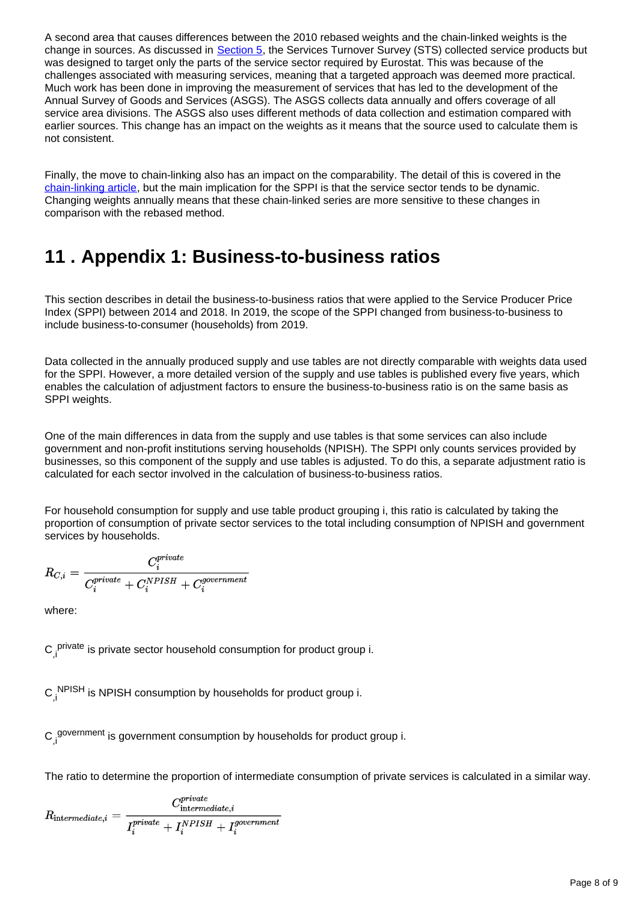A second area that causes differences between the 2010 rebased weights and the chain-linked weights is the change in sources. As discussed in [Section 5](), the Services Turnover Survey (STS) collected service products but was designed to target only the parts of the service sector required by Eurostat. This was because of the challenges associated with measuring services, meaning that a targeted approach was deemed more practical. Much work has been done in improving the measurement of services that has led to the development of the Annual Survey of Goods and Services (ASGS). The ASGS collects data annually and offers coverage of all service area divisions. The ASGS also uses different methods of data collection and estimation compared with earlier sources. This change has an impact on the weights as it means that the source used to calculate them is not consistent.

Finally, the move to chain-linking also has an impact on the comparability. The detail of this is covered in the [chain-linking article](), but the main implication for the SPPI is that the service sector tends to be dynamic. Changing weights annually means that these chain-linked series are more sensitive to these changes in comparison with the rebased method.

## 11 . Appendix 1: Business-to-business ratios

This section describes in detail the business-to-business ratios that were applied to the Service Producer Price Index (SPPI) between 2014 and 2018. In 2019, the scope of the SPPI changed from business-to-business to include business-to-consumer (households) from 2019.

Data collected in the annually produced supply and use tables are not directly comparable with weights data used for the SPPI. However, a more detailed version of the supply and use tables is published every five years, which enables the calculation of adjustment factors to ensure the business-to-business ratio is on the same basis as SPPI weights.

One of the main differences in data from the supply and use tables is that some services can also include government and non-profit institutions serving households (NPISH). The SPPI only counts services provided by businesses, so this component of the supply and use tables is adjusted. To do this, a separate adjustment ratio is calculated for each sector involved in the calculation of business-to-business ratios.

For household consumption for supply and use table product grouping i, this ratio is calculated by taking the proportion of consumption of private sector services to the total including consumption of NPISH and government services by households.

$$R_{C,i} = \frac{C_i^{private}}{C_i^{private} + C_i^{NPISH} + C_i^{government}}$$

where:

$C_{,i}^{private}$ is private sector household consumption for product group i.

$C_{,i}^{NPISH}$ is NPISH consumption by households for product group i.

$C_{,i}^{government}$ is government consumption by households for product group i.

The ratio to determine the proportion of intermediate consumption of private services is calculated in a similar way.

$$R_{\text{intermediate},i} = \frac{C_{\text{intermediate},i}^{private}}{I_i^{private} + I_i^{NPISH} + I_i^{government}}$$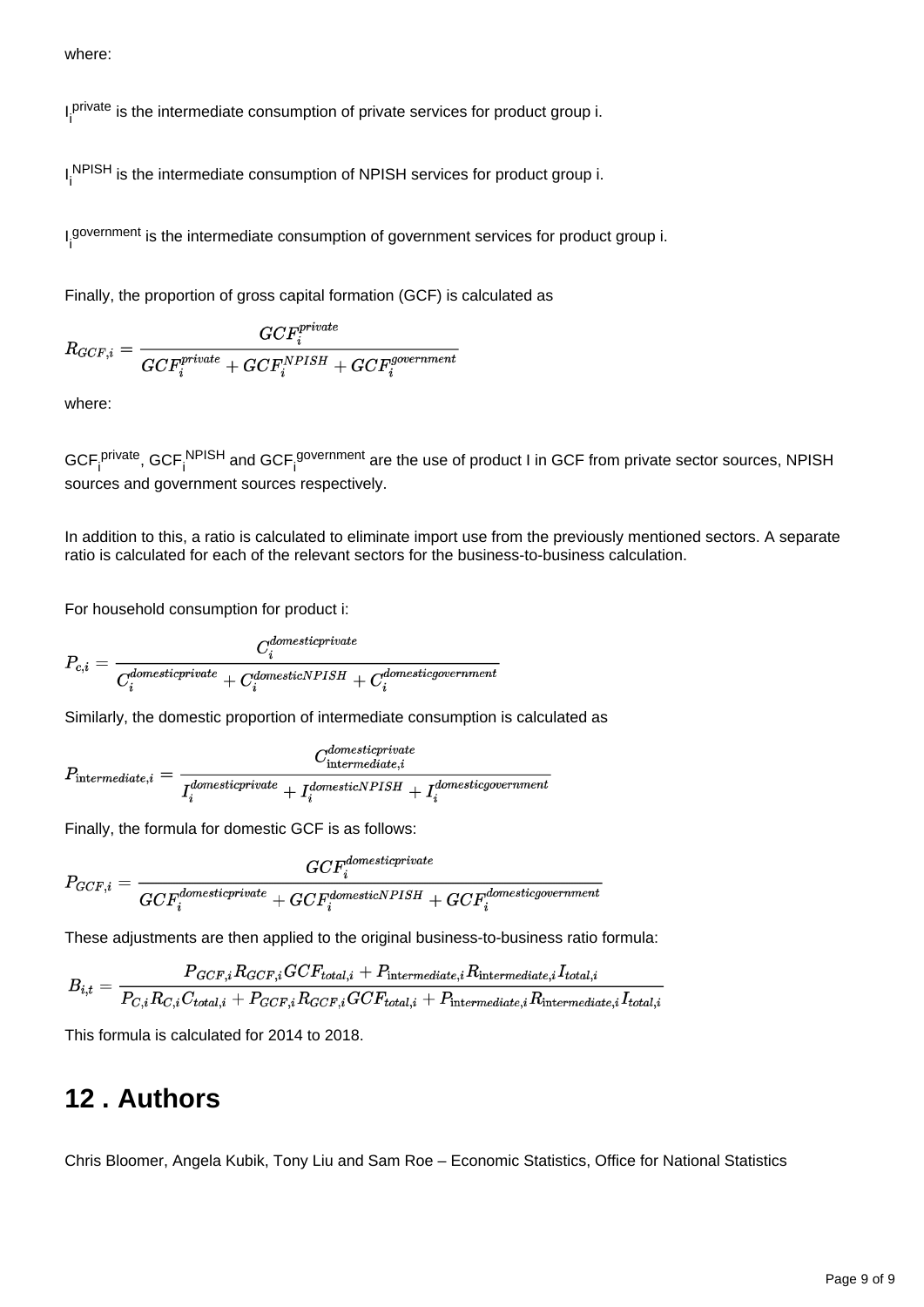where:

$I_i^{private}$ is the intermediate consumption of private services for product group i.

$I_i^{NPISH}$ is the intermediate consumption of NPISH services for product group i.

$I_i^{government}$ is the intermediate consumption of government services for product group i.

Finally, the proportion of gross capital formation (GCF) is calculated as

$$R_{GCF,i} = \frac{GCF_i^{private}}{GCF_i^{private} + GCF_i^{NPISH} + GCF_i^{government}}$$

where:

$GCF_i^{private}$, $GCF_i^{NPISH}$ and $GCF_i^{government}$ are the use of product I in GCF from private sector sources, NPISH sources and government sources respectively.

In addition to this, a ratio is calculated to eliminate import use from the previously mentioned sectors. A separate ratio is calculated for each of the relevant sectors for the business-to-business calculation.

For household consumption for product i:

$$P_{c,i} = \frac{C_i^{domesticprivate}}{C_i^{domesticprivate} + C_i^{domesticNPISH} + C_i^{domesticgovernment}}$$

Similarly, the domestic proportion of intermediate consumption is calculated as

$$P_{\text{intermediate},i} = \frac{C_{\text{intermediate},i}^{domesticprivate}}{I_i^{domesticprivate} + I_i^{domesticNPISH} + I_i^{domesticgovernment}}$$

Finally, the formula for domestic GCF is as follows:

$$P_{GCF,i} = \frac{GCF_i^{domesticprivate}}{GCF_i^{domesticprivate} + GCF_i^{domesticNPISH} + GCF_i^{domesticgovernment}}$$

These adjustments are then applied to the original business-to-business ratio formula:

$$B_{i,t} = \frac{P_{GCF,i} R_{GCF,i} GCF_{total,i} + P_{\text{intermediate},i} R_{\text{intermediate},i} I_{total,i}}{P_{C,i} R_{C,i} C_{total,i} + P_{GCF,i} R_{GCF,i} GCF_{total,i} + P_{\text{intermediate},i} R_{\text{intermediate},i} I_{total,i}}$$

This formula is calculated for 2014 to 2018.

## 12 . Authors

Chris Bloomer, Angela Kubik, Tony Liu and Sam Roe – Economic Statistics, Office for National Statistics